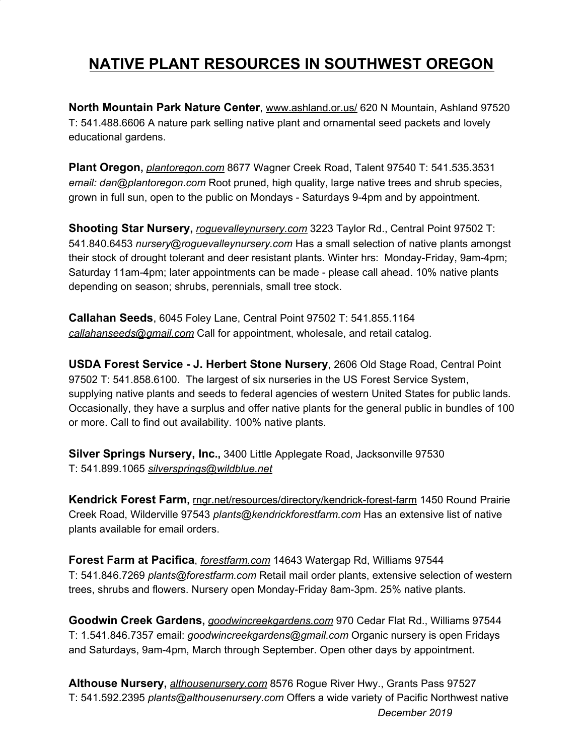# NATIVE PLANT RESOURCES IN SOUTHWEST OREGON

**North Mountain Park Nature Center**, www.ashland.or.us/ 620 N Mountain, Ashland 97520 T: 541.488.6606 A nature park selling native plant and ornamental seed packets and lovely educational gardens.

**Plant Oregon,** *plantoregon.com* 8677 Wagner Creek Road, Talent 97540 T: 541.535.3531 *email: dan@plantoregon.com* Root pruned, high quality, large native trees and shrub species, grown in full sun, open to the public on Mondays - Saturdays 9-4pm and by appointment.

**Shooting Star Nursery,** *roguevalleynursery.com* 3223 Taylor Rd., Central Point 97502 T: 541.840.6453 *nursery@roguevalleynursery.com* Has a small selection of native plants amongst their stock of drought tolerant and deer resistant plants. Winter hrs: Monday-Friday, 9am-4pm; Saturday 11am-4pm; later appointments can be made - please call ahead. 10% native plants depending on season; shrubs, perennials, small tree stock.

**Callahan Seeds**, 6045 Foley Lane, Central Point 97502 T: 541.855.1164 *callahanseeds@gmail.com* Call for appointment, wholesale, and retail catalog.

**USDA Forest Service - J. Herbert Stone Nursery**, 2606 Old Stage Road, Central Point 97502 T: 541.858.6100. The largest of six nurseries in the US Forest Service System, supplying native plants and seeds to federal agencies of western United States for public lands. Occasionally, they have a surplus and offer native plants for the general public in bundles of 100 or more. Call to find out availability. 100% native plants.

**Silver Springs Nursery, Inc.,** 3400 Little Applegate Road, Jacksonville 97530 T: 541.899.1065 *silversprings@wildblue.net*

**Kendrick Forest Farm,** rngr.net/resources/directory/kendrick-forest-farm 1450 Round Prairie Creek Road, Wilderville 97543 *plants@kendrickforestfarm.com* Has an extensive list of native plants available for email orders.

**Forest Farm at Pacifica**, *forestfarm.com* 14643 Watergap Rd, Williams 97544 T: 541.846.7269 *plants@forestfarm.com* Retail mail order plants, extensive selection of western trees, shrubs and flowers. Nursery open Monday-Friday 8am-3pm. 25% native plants.

**Goodwin Creek Gardens,** *goodwincreekgardens.com* 970 Cedar Flat Rd., Williams 97544 T: 1.541.846.7357 email: *goodwincreekgardens@gmail.com* Organic nursery is open Fridays and Saturdays, 9am-4pm, March through September. Open other days by appointment.

**Althouse Nursery,** *althousenursery.com* 8576 Rogue River Hwy., Grants Pass 97527 T: 541.592.2395 *plants@althousenursery.com* Offers a wide variety of Pacific Northwest native

*December 2019*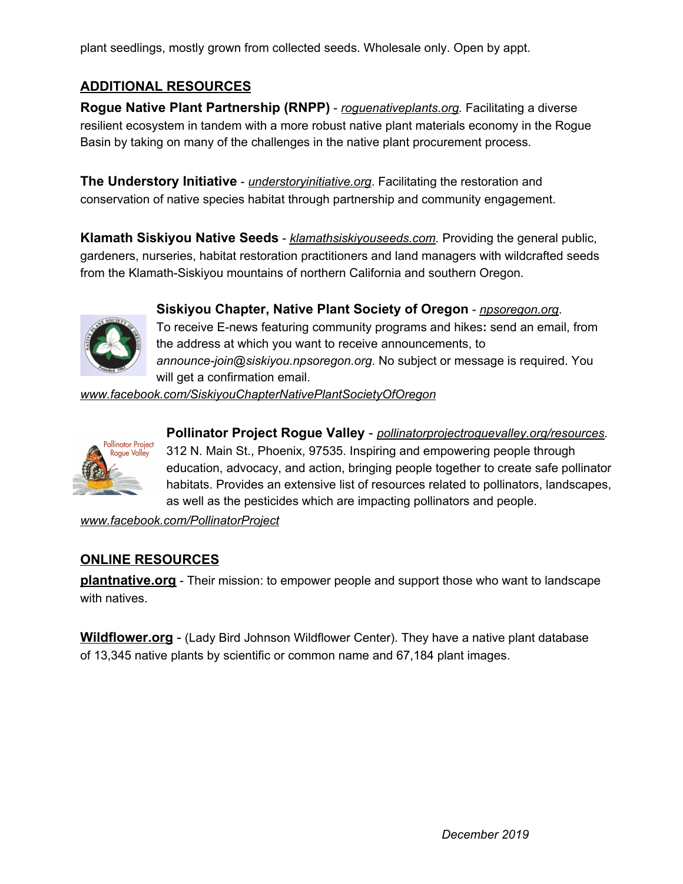plant seedlings, mostly grown from collected seeds. Wholesale only. Open by appt.

## ADDITIONAL RESOURCES

**Rogue Native Plant Partnership (RNPP)** - *roguenativeplants.org*. Facilitating a diverse resilient ecosystem in tandem with a more robust native plant materials economy in the Rogue Basin by taking on many of the challenges in the native plant procurement process.

**The Understory Initiative** - *understoryinitiative.org*. Facilitating the restoration and conservation of native species habitat through partnership and community engagement.

**Klamath Siskiyou Native Seeds** - *klamathsiskiyouseeds.com*. Providing the general public, gardeners, nurseries, habitat restoration practitioners and land managers with wildcrafted seeds from the Klamath-Siskiyou mountains of northern California and southern Oregon.

**Siskiyou Chapter, Native Plant Society of Oregon** - *npsoregon.org*. To receive E-news featuring community programs and hikes**:** send an email, from the address at which you want to receive announcements, to *announce-join@siskiyou.npsoregon.org*. No subject or message is required. You will get a confirmation email.

*www.facebook.com/SiskiyouChapterNativePlantSocietyOfOregon*

**Pollinator Project Rogue Valley** - *pollinatorprojectroguevalley.org/resources*. 312 N. Main St., Phoenix, 97535. Inspiring and empowering people through education, advocacy, and action, bringing people together to create safe pollinator habitats. Provides an extensive list of resources related to pollinators, landscapes, as well as the pesticides which are impacting pollinators and people.

*www.facebook.com/PollinatorProject*

## ONLINE RESOURCES

**plantnative.org** - Their mission: to empower people and support those who want to landscape with natives.

**Wildflower.org** - (Lady Bird Johnson Wildflower Center). They have a native plant database of 13,345 native plants by scientific or common name and 67,184 plant images.

*December 2019*